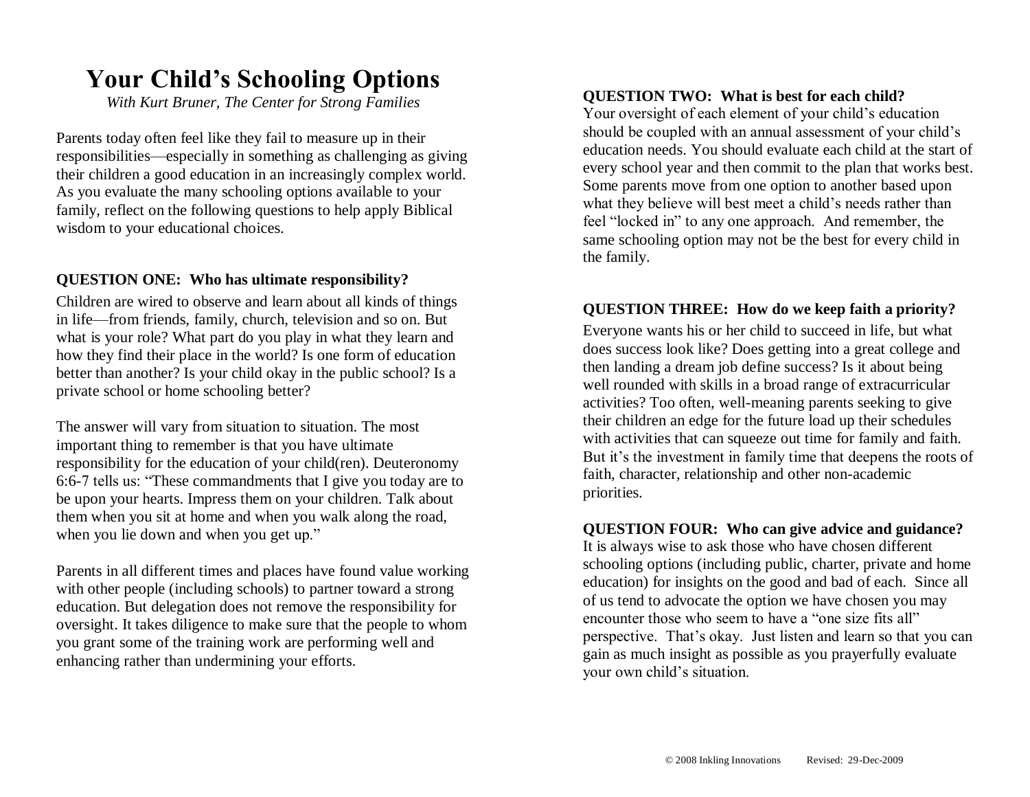# Your Child's Schooling Options

*With Kurt Bruner, The Center for Strong Families*

Parents today often feel like they fail to measure up in their responsibilities—especially in something as challenging as giving their children a good education in an increasingly complex world. As you evaluate the many schooling options available to your family, reflect on the following questions to help apply Biblical wisdom to your educational choices.

**QUESTION ONE: Who has ultimate responsibility?**

Children are wired to observe and learn about all kinds of things in life—from friends, family, church, television and so on. But what is your role? What part do you play in what they learn and how they find their place in the world? Is one form of education better than another? Is your child okay in the public school? Is a private school or home schooling better?

The answer will vary from situation to situation. The most important thing to remember is that you have ultimate responsibility for the education of your child(ren). Deuteronomy 6:6-7 tells us: "These commandments that I give you today are to be upon your hearts. Impress them on your children. Talk about them when you sit at home and when you walk along the road, when you lie down and when you get up."

Parents in all different times and places have found value working with other people (including schools) to partner toward a strong education. But delegation does not remove the responsibility for oversight. It takes diligence to make sure that the people to whom you grant some of the training work are performing well and enhancing rather than undermining your efforts.

**QUESTION TWO: What is best for each child?**

Your oversight of each element of your child's education should be coupled with an annual assessment of your child's education needs. You should evaluate each child at the start of every school year and then commit to the plan that works best. Some parents move from one option to another based upon what they believe will best meet a child's needs rather than feel "locked in" to any one approach. And remember, the same schooling option may not be the best for every child in the family.

**QUESTION THREE: How do we keep faith a priority?**

Everyone wants his or her child to succeed in life, but what does success look like? Does getting into a great college and then landing a dream job define success? Is it about being well rounded with skills in a broad range of extracurricular activities? Too often, well-meaning parents seeking to give their children an edge for the future load up their schedules with activities that can squeeze out time for family and faith. But it's the investment in family time that deepens the roots of faith, character, relationship and other non-academic priorities.

**QUESTION FOUR: Who can give advice and guidance?**

It is always wise to ask those who have chosen different schooling options (including public, charter, private and home education) for insights on the good and bad of each. Since all of us tend to advocate the option we have chosen you may encounter those who seem to have a "one size fits all" perspective. That's okay. Just listen and learn so that you can gain as much insight as possible as you prayerfully evaluate your own child's situation.

© 2008 Inkling Innovations Revised: 29-Dec-2009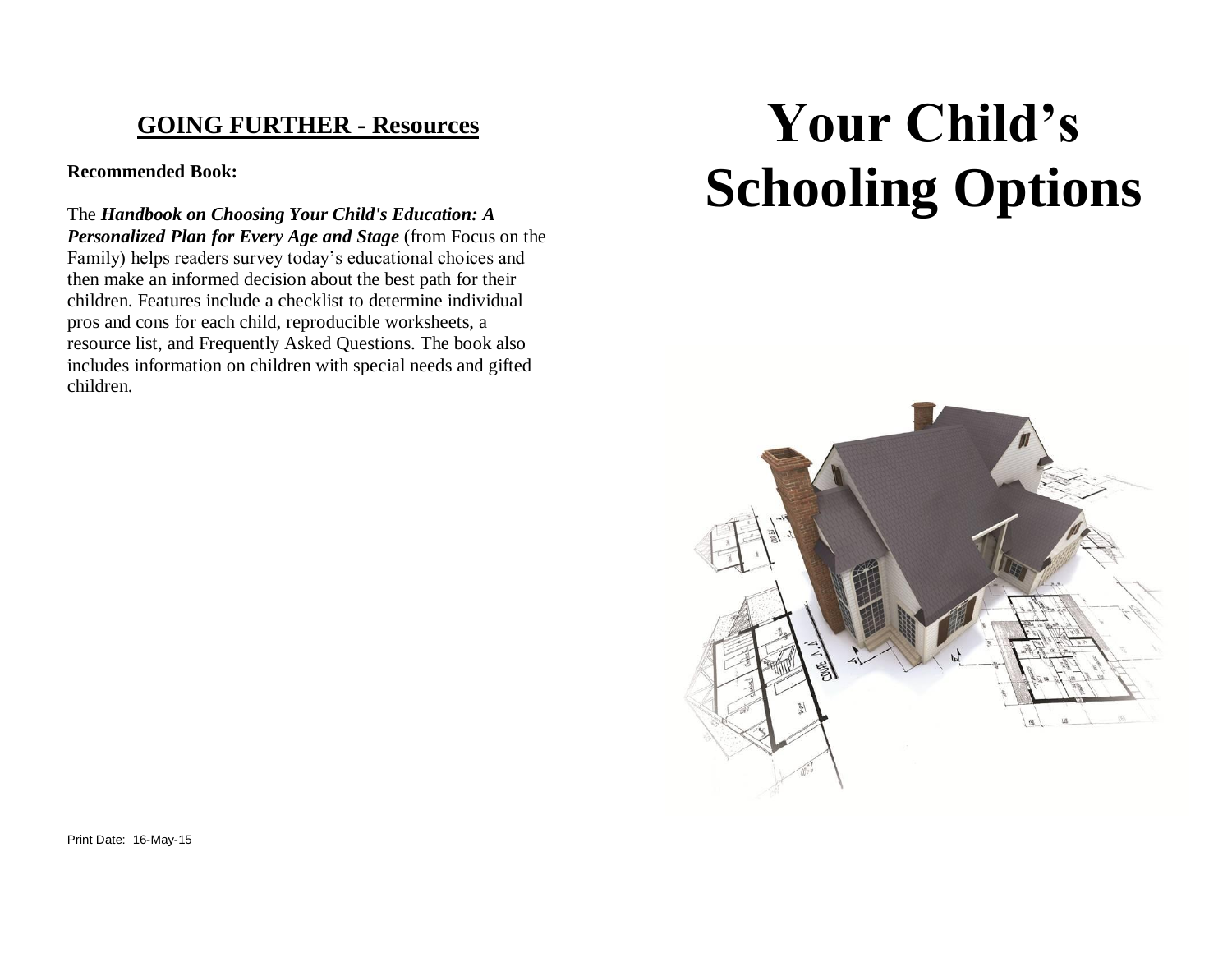## GOING FURTHER - Resources

**Recommended Book:**

The ***Handbook on Choosing Your Child's Education: A Personalized Plan for Every Age and Stage*** (from Focus on the Family) helps readers survey today's educational choices and then make an informed decision about the best path for their children. Features include a checklist to determine individual pros and cons for each child, reproducible worksheets, a resource list, and Frequently Asked Questions. The book also includes information on children with special needs and gifted children.

Print Date: 16-May-15

# Your Child's Schooling Options